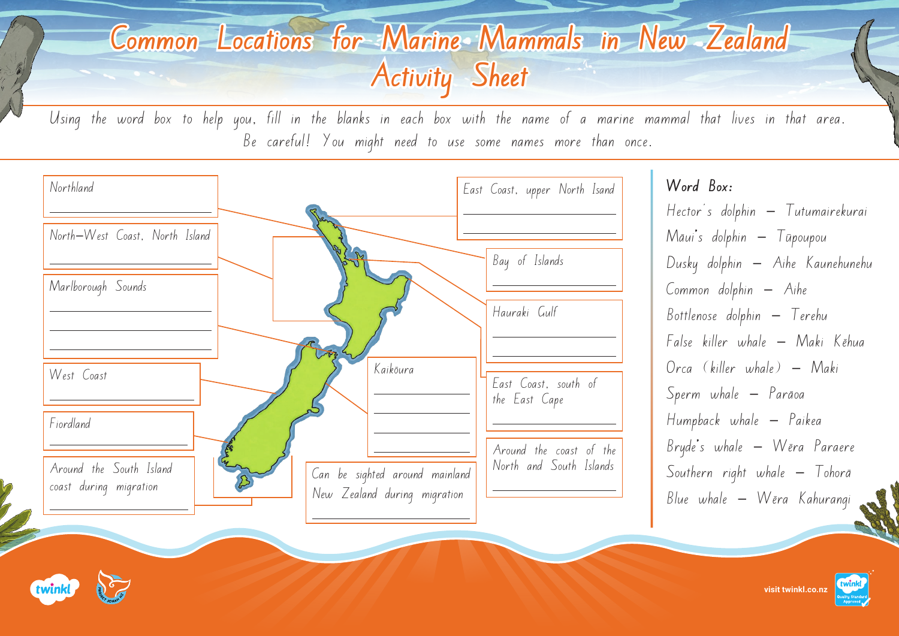# Common Locations for Marine Mammals in New Zealand Activity Sheet

Using the word box to help you, fill in the blanks in each box with the name of a marine mammal that lives in that area. Be careful! You might need to use some names more than once.

Northland

______________________

North-West Coast, North Island

______________________

Marlborough Sounds

______________________

______________________

______________________

West Coast

______________________

Fiordland

______________________

Around the South Island coast during migration

______________________

Can be sighted around mainland New Zealand during migration

______________________

Kaikōura

______________________

______________________

______________________

______________________

East Coast, upper North Isand

______________________

______________________

Bay of Islands

______________________

Hauraki Gulf

______________________

______________________

East Coast, south of the East Cape

______________________

Around the coast of the North and South Islands

______________________

**Word Box:**

- Hector's dolphin – Tutumairekurai
- Māui's dolphin – Tūpoupou
- Dusky dolphin – Aihe Kaunehunehu
- Common dolphin – Aihe
- Bottlenose dolphin – Terehu
- False killer whale – Maki Kēhua
- Orca (killer whale) – Maki
- Sperm whale – Parāoa
- Humpback whale – Paikea
- Bryde's whale – Wēra Paraere
- Southern right whale – Tohorā
- Blue whale – Wēra Kahurangi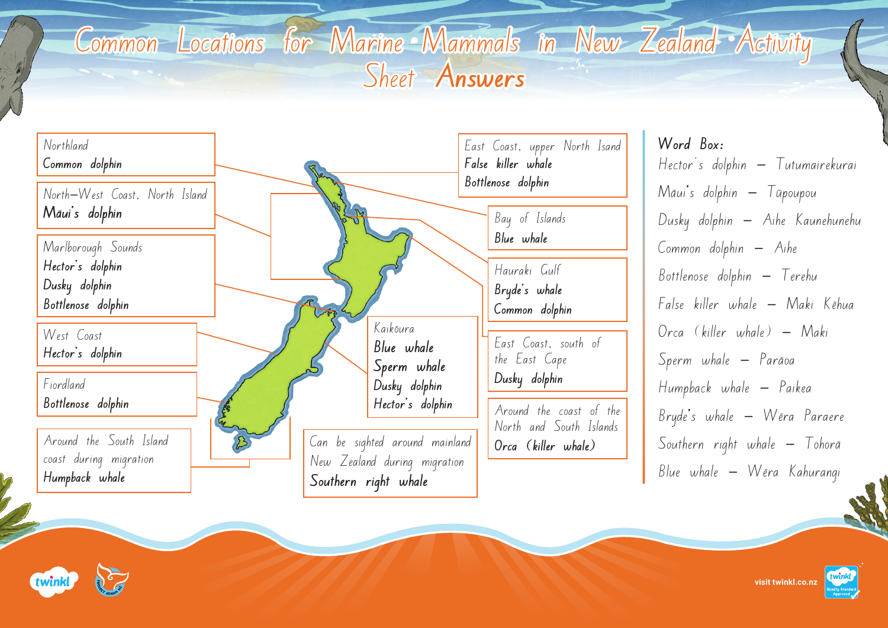# Common Locations for Marine Mammals in New Zealand Activity Sheet Answers

**Northland**
Common dolphin

**North–West Coast, North Island**
Māui's dolphin

**Marlborough Sounds**
Hector's dolphin
Dusky dolphin
Bottlenose dolphin

**West Coast**
Hector's dolphin

**Fiordland**
Bottlenose dolphin

**Around the South Island coast during migration**
Humpback whale

**Can be sighted around mainland New Zealand during migration**
Southern right whale

**Kaikōura**
Blue whale
Sperm whale
Dusky dolphin
Hector's dolphin

**East Coast, upper North Isand**
False killer whale
Bottlenose dolphin

**Bay of Islands**
Blue whale

**Hauraki Gulf**
Bryde's whale
Common dolphin

**East Coast, south of the East Cape**
Dusky dolphin

**Around the coast of the North and South Islands**
Orca (killer whale)

## Word Box:

Hector's dolphin – Tutumairekurai
Māui's dolphin – Tūpoupou
Dusky dolphin – Aihe Kaunehunehu
Common dolphin – Aihe
Bottlenose dolphin – Terehu
False killer whale – Maki Kēhua
Orca (killer whale) – Maki
Sperm whale – Parāoa
Humpback whale – Paikea
Bryde's whale – Wēra Paraere
Southern right whale – Tohorā
Blue whale – Wēra Kahurangi